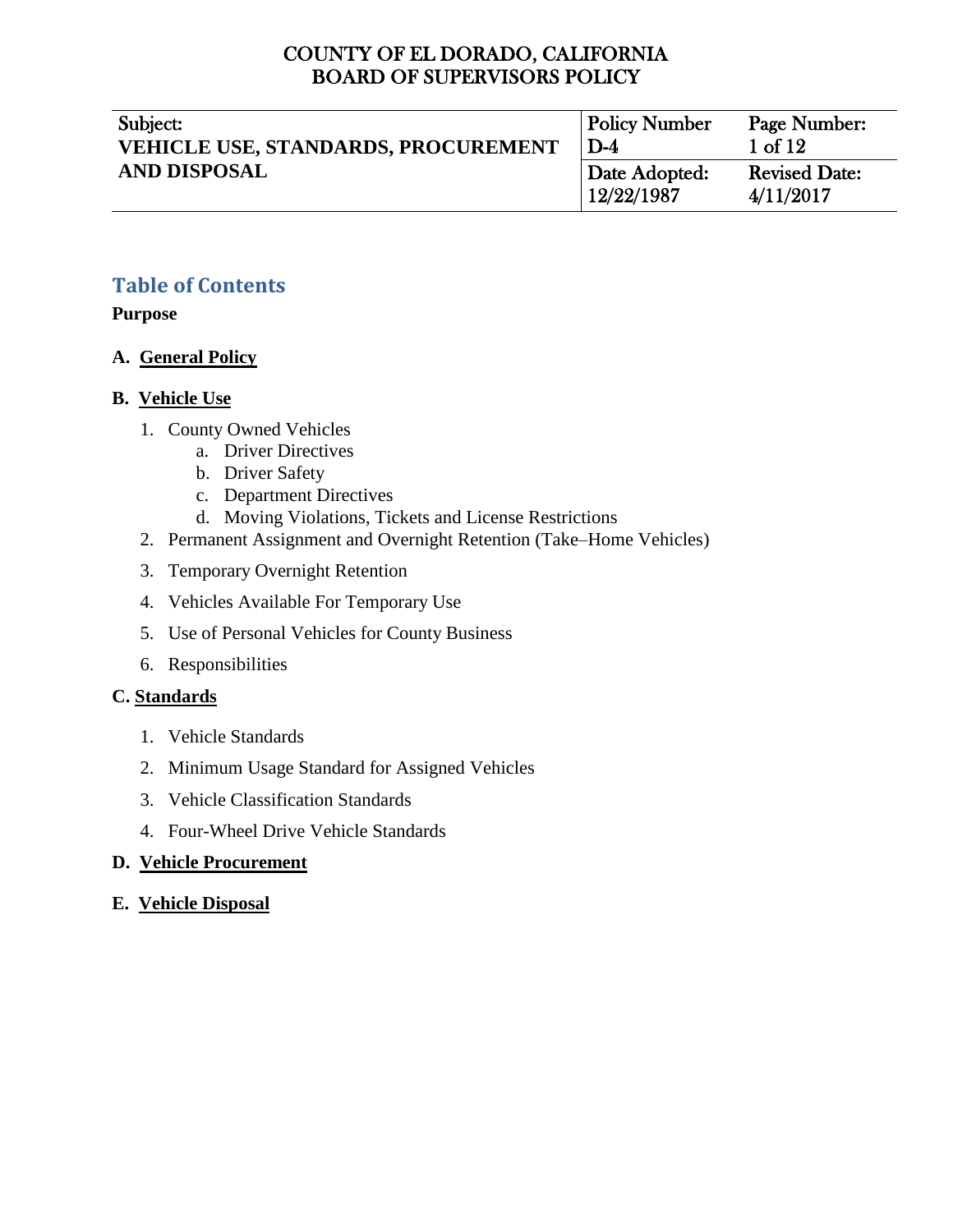# COUNTY OF EL DORADO, CALIFORNIA
# BOARD OF SUPERVISORS POLICY

| Subject: | Policy Number | Page Number: |
| --- | --- | --- |
| **VEHICLE USE, STANDARDS, PROCUREMENT AND DISPOSAL** | D-4 | 1 of 12 |
| | Date Adopted: 12/22/1987 | Revised Date: 4/11/2017 |

## Table of Contents

**Purpose**

**A. General Policy**

**B. Vehicle Use**

1. County Owned Vehicles
   a. Driver Directives
   b. Driver Safety
   c. Department Directives
   d. Moving Violations, Tickets and License Restrictions
2. Permanent Assignment and Overnight Retention (Take–Home Vehicles)
3. Temporary Overnight Retention
4. Vehicles Available For Temporary Use
5. Use of Personal Vehicles for County Business
6. Responsibilities

**C. Standards**

1. Vehicle Standards
2. Minimum Usage Standard for Assigned Vehicles
3. Vehicle Classification Standards
4. Four-Wheel Drive Vehicle Standards

**D. Vehicle Procurement**

**E. Vehicle Disposal**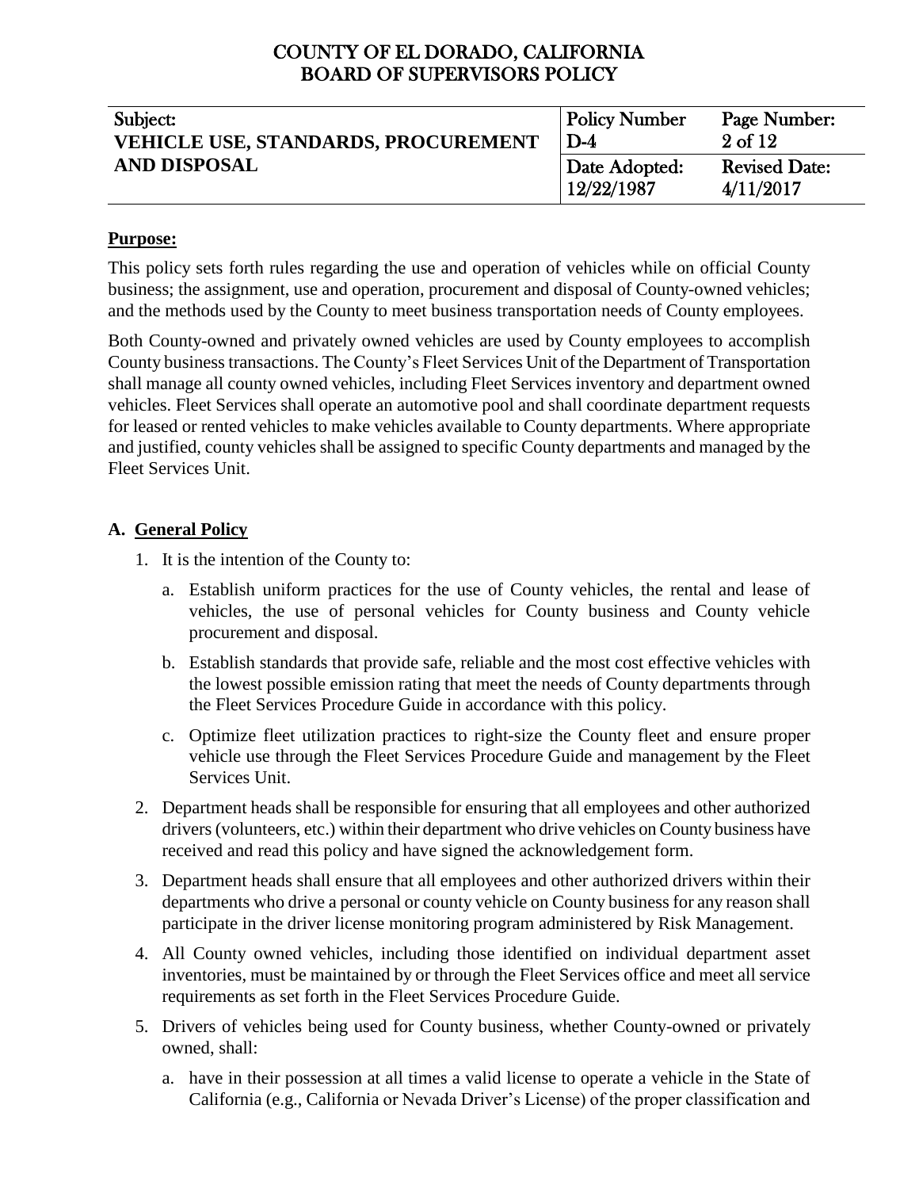**Purpose:**

This policy sets forth rules regarding the use and operation of vehicles while on official County business; the assignment, use and operation, procurement and disposal of County-owned vehicles; and the methods used by the County to meet business transportation needs of County employees.

Both County-owned and privately owned vehicles are used by County employees to accomplish County business transactions. The County's Fleet Services Unit of the Department of Transportation shall manage all county owned vehicles, including Fleet Services inventory and department owned vehicles. Fleet Services shall operate an automotive pool and shall coordinate department requests for leased or rented vehicles to make vehicles available to County departments. Where appropriate and justified, county vehicles shall be assigned to specific County departments and managed by the Fleet Services Unit.

**A. General Policy**

1. It is the intention of the County to:
   a. Establish uniform practices for the use of County vehicles, the rental and lease of vehicles, the use of personal vehicles for County business and County vehicle procurement and disposal.
   b. Establish standards that provide safe, reliable and the most cost effective vehicles with the lowest possible emission rating that meet the needs of County departments through the Fleet Services Procedure Guide in accordance with this policy.
   c. Optimize fleet utilization practices to right-size the County fleet and ensure proper vehicle use through the Fleet Services Procedure Guide and management by the Fleet Services Unit.
2. Department heads shall be responsible for ensuring that all employees and other authorized drivers (volunteers, etc.) within their department who drive vehicles on County business have received and read this policy and have signed the acknowledgement form.
3. Department heads shall ensure that all employees and other authorized drivers within their departments who drive a personal or county vehicle on County business for any reason shall participate in the driver license monitoring program administered by Risk Management.
4. All County owned vehicles, including those identified on individual department asset inventories, must be maintained by or through the Fleet Services office and meet all service requirements as set forth in the Fleet Services Procedure Guide.
5. Drivers of vehicles being used for County business, whether County-owned or privately owned, shall:
   a. have in their possession at all times a valid license to operate a vehicle in the State of California (e.g., California or Nevada Driver's License) of the proper classification and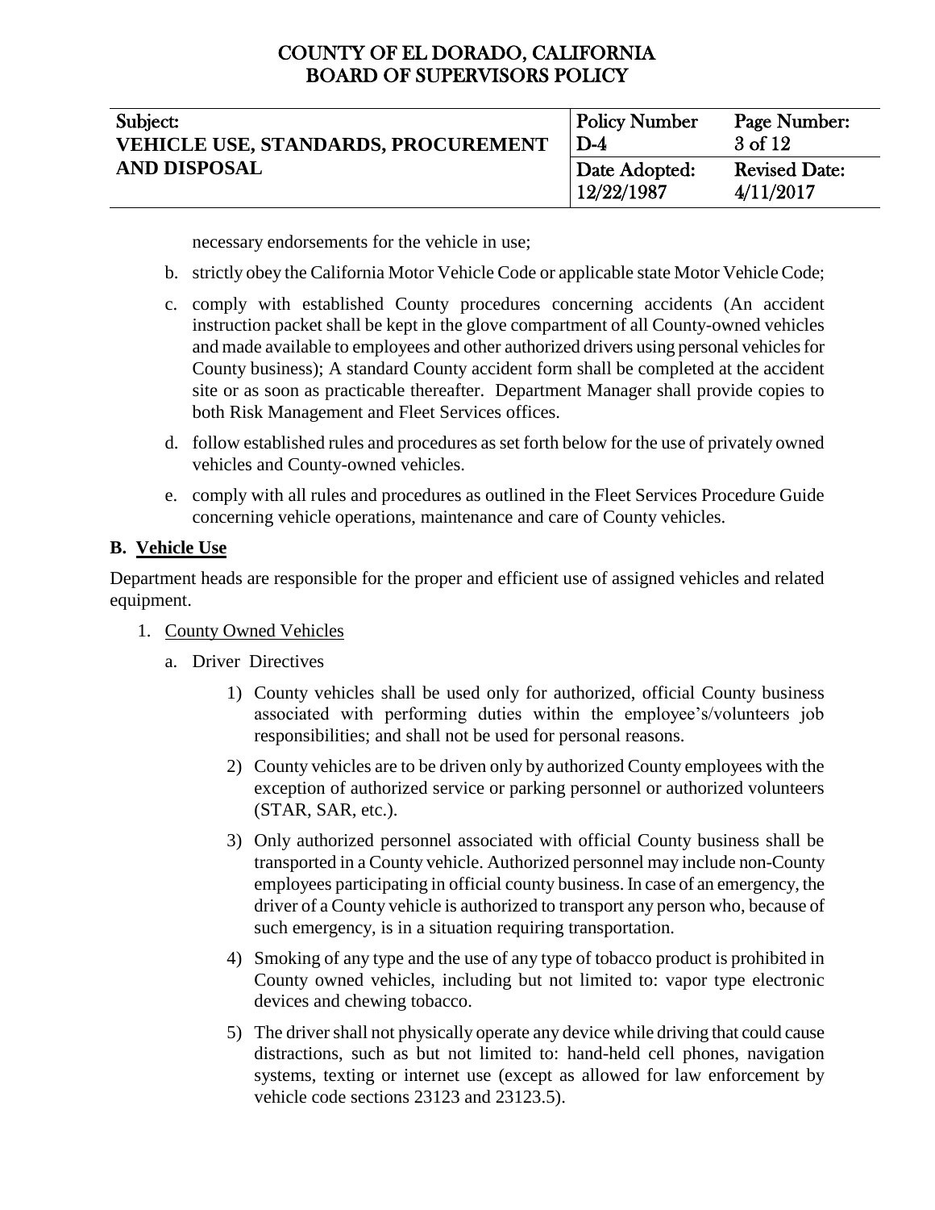necessary endorsements for the vehicle in use;

b. strictly obey the California Motor Vehicle Code or applicable state Motor Vehicle Code;

c. comply with established County procedures concerning accidents (An accident instruction packet shall be kept in the glove compartment of all County-owned vehicles and made available to employees and other authorized drivers using personal vehicles for County business); A standard County accident form shall be completed at the accident site or as soon as practicable thereafter. Department Manager shall provide copies to both Risk Management and Fleet Services offices.

d. follow established rules and procedures as set forth below for the use of privately owned vehicles and County-owned vehicles.

e. comply with all rules and procedures as outlined in the Fleet Services Procedure Guide concerning vehicle operations, maintenance and care of County vehicles.

## B. Vehicle Use

Department heads are responsible for the proper and efficient use of assigned vehicles and related equipment.

1. County Owned Vehicles

   a. Driver Directives

      1) County vehicles shall be used only for authorized, official County business associated with performing duties within the employee's/volunteers job responsibilities; and shall not be used for personal reasons.

      2) County vehicles are to be driven only by authorized County employees with the exception of authorized service or parking personnel or authorized volunteers (STAR, SAR, etc.).

      3) Only authorized personnel associated with official County business shall be transported in a County vehicle. Authorized personnel may include non-County employees participating in official county business. In case of an emergency, the driver of a County vehicle is authorized to transport any person who, because of such emergency, is in a situation requiring transportation.

      4) Smoking of any type and the use of any type of tobacco product is prohibited in County owned vehicles, including but not limited to: vapor type electronic devices and chewing tobacco.

      5) The driver shall not physically operate any device while driving that could cause distractions, such as but not limited to: hand-held cell phones, navigation systems, texting or internet use (except as allowed for law enforcement by vehicle code sections 23123 and 23123.5).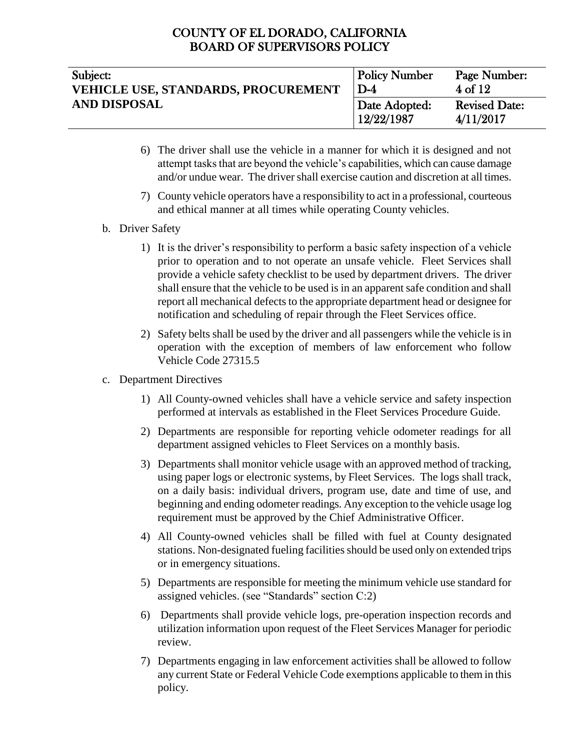6) The driver shall use the vehicle in a manner for which it is designed and not attempt tasks that are beyond the vehicle's capabilities, which can cause damage and/or undue wear. The driver shall exercise caution and discretion at all times.

7) County vehicle operators have a responsibility to act in a professional, courteous and ethical manner at all times while operating County vehicles.

b. Driver Safety

1) It is the driver's responsibility to perform a basic safety inspection of a vehicle prior to operation and to not operate an unsafe vehicle. Fleet Services shall provide a vehicle safety checklist to be used by department drivers. The driver shall ensure that the vehicle to be used is in an apparent safe condition and shall report all mechanical defects to the appropriate department head or designee for notification and scheduling of repair through the Fleet Services office.

2) Safety belts shall be used by the driver and all passengers while the vehicle is in operation with the exception of members of law enforcement who follow Vehicle Code 27315.5

c. Department Directives

1) All County-owned vehicles shall have a vehicle service and safety inspection performed at intervals as established in the Fleet Services Procedure Guide.

2) Departments are responsible for reporting vehicle odometer readings for all department assigned vehicles to Fleet Services on a monthly basis.

3) Departments shall monitor vehicle usage with an approved method of tracking, using paper logs or electronic systems, by Fleet Services. The logs shall track, on a daily basis: individual drivers, program use, date and time of use, and beginning and ending odometer readings. Any exception to the vehicle usage log requirement must be approved by the Chief Administrative Officer.

4) All County-owned vehicles shall be filled with fuel at County designated stations. Non-designated fueling facilities should be used only on extended trips or in emergency situations.

5) Departments are responsible for meeting the minimum vehicle use standard for assigned vehicles. (see "Standards" section C:2)

6) Departments shall provide vehicle logs, pre-operation inspection records and utilization information upon request of the Fleet Services Manager for periodic review.

7) Departments engaging in law enforcement activities shall be allowed to follow any current State or Federal Vehicle Code exemptions applicable to them in this policy.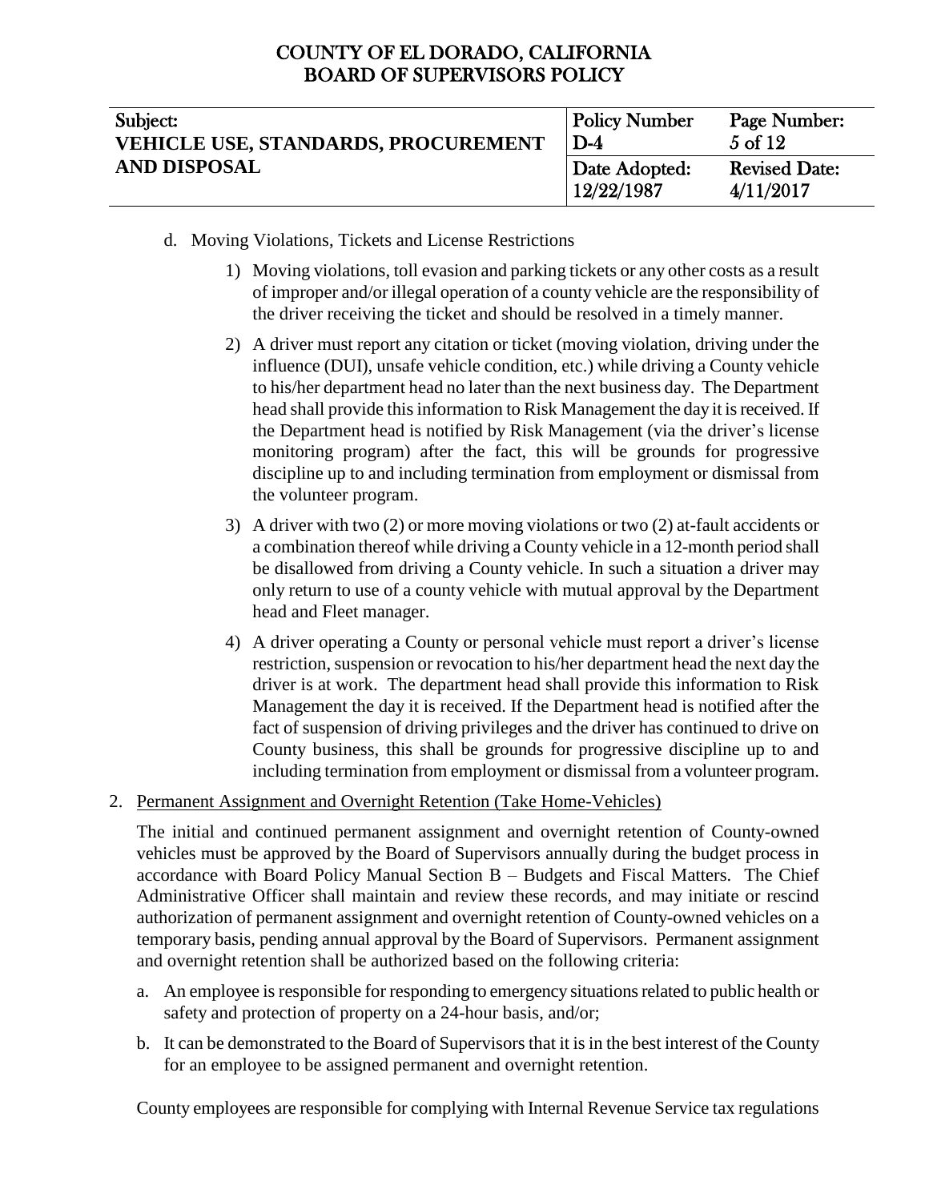d. Moving Violations, Tickets and License Restrictions

   1) Moving violations, toll evasion and parking tickets or any other costs as a result of improper and/or illegal operation of a county vehicle are the responsibility of the driver receiving the ticket and should be resolved in a timely manner.

   2) A driver must report any citation or ticket (moving violation, driving under the influence (DUI), unsafe vehicle condition, etc.) while driving a County vehicle to his/her department head no later than the next business day. The Department head shall provide this information to Risk Management the day it is received. If the Department head is notified by Risk Management (via the driver's license monitoring program) after the fact, this will be grounds for progressive discipline up to and including termination from employment or dismissal from the volunteer program.

   3) A driver with two (2) or more moving violations or two (2) at-fault accidents or a combination thereof while driving a County vehicle in a 12-month period shall be disallowed from driving a County vehicle. In such a situation a driver may only return to use of a county vehicle with mutual approval by the Department head and Fleet manager.

   4) A driver operating a County or personal vehicle must report a driver's license restriction, suspension or revocation to his/her department head the next day the driver is at work. The department head shall provide this information to Risk Management the day it is received. If the Department head is notified after the fact of suspension of driving privileges and the driver has continued to drive on County business, this shall be grounds for progressive discipline up to and including termination from employment or dismissal from a volunteer program.

2. <u>Permanent Assignment and Overnight Retention (Take Home-Vehicles)</u>

   The initial and continued permanent assignment and overnight retention of County-owned vehicles must be approved by the Board of Supervisors annually during the budget process in accordance with Board Policy Manual Section B – Budgets and Fiscal Matters. The Chief Administrative Officer shall maintain and review these records, and may initiate or rescind authorization of permanent assignment and overnight retention of County-owned vehicles on a temporary basis, pending annual approval by the Board of Supervisors. Permanent assignment and overnight retention shall be authorized based on the following criteria:

   a. An employee is responsible for responding to emergency situations related to public health or safety and protection of property on a 24-hour basis, and/or;

   b. It can be demonstrated to the Board of Supervisors that it is in the best interest of the County for an employee to be assigned permanent and overnight retention.

   County employees are responsible for complying with Internal Revenue Service tax regulations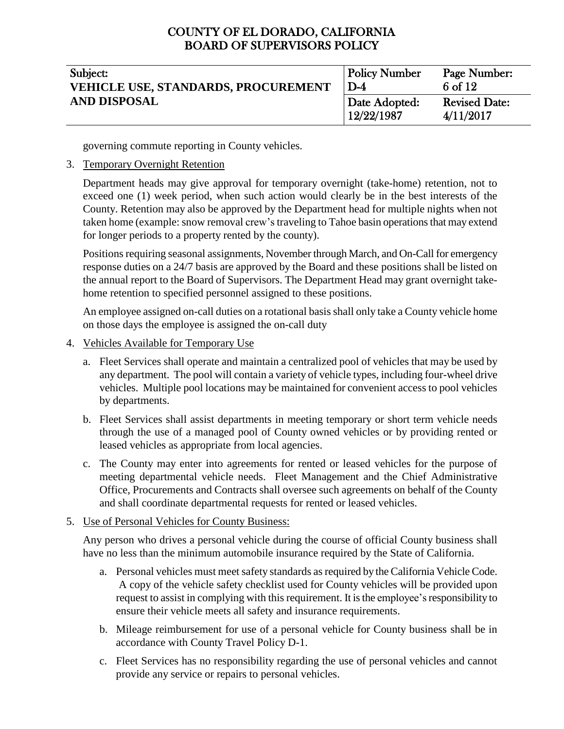governing commute reporting in County vehicles.

3. Temporary Overnight Retention

   Department heads may give approval for temporary overnight (take-home) retention, not to exceed one (1) week period, when such action would clearly be in the best interests of the County. Retention may also be approved by the Department head for multiple nights when not taken home (example: snow removal crew's traveling to Tahoe basin operations that may extend for longer periods to a property rented by the county).

   Positions requiring seasonal assignments, November through March, and On-Call for emergency response duties on a 24/7 basis are approved by the Board and these positions shall be listed on the annual report to the Board of Supervisors. The Department Head may grant overnight take-home retention to specified personnel assigned to these positions.

   An employee assigned on-call duties on a rotational basis shall only take a County vehicle home on those days the employee is assigned the on-call duty

4. Vehicles Available for Temporary Use

   a. Fleet Services shall operate and maintain a centralized pool of vehicles that may be used by any department. The pool will contain a variety of vehicle types, including four-wheel drive vehicles. Multiple pool locations may be maintained for convenient access to pool vehicles by departments.

   b. Fleet Services shall assist departments in meeting temporary or short term vehicle needs through the use of a managed pool of County owned vehicles or by providing rented or leased vehicles as appropriate from local agencies.

   c. The County may enter into agreements for rented or leased vehicles for the purpose of meeting departmental vehicle needs. Fleet Management and the Chief Administrative Office, Procurements and Contracts shall oversee such agreements on behalf of the County and shall coordinate departmental requests for rented or leased vehicles.

5. Use of Personal Vehicles for County Business:

   Any person who drives a personal vehicle during the course of official County business shall have no less than the minimum automobile insurance required by the State of California.

   a. Personal vehicles must meet safety standards as required by the California Vehicle Code. A copy of the vehicle safety checklist used for County vehicles will be provided upon request to assist in complying with this requirement. It is the employee's responsibility to ensure their vehicle meets all safety and insurance requirements.

   b. Mileage reimbursement for use of a personal vehicle for County business shall be in accordance with County Travel Policy D-1.

   c. Fleet Services has no responsibility regarding the use of personal vehicles and cannot provide any service or repairs to personal vehicles.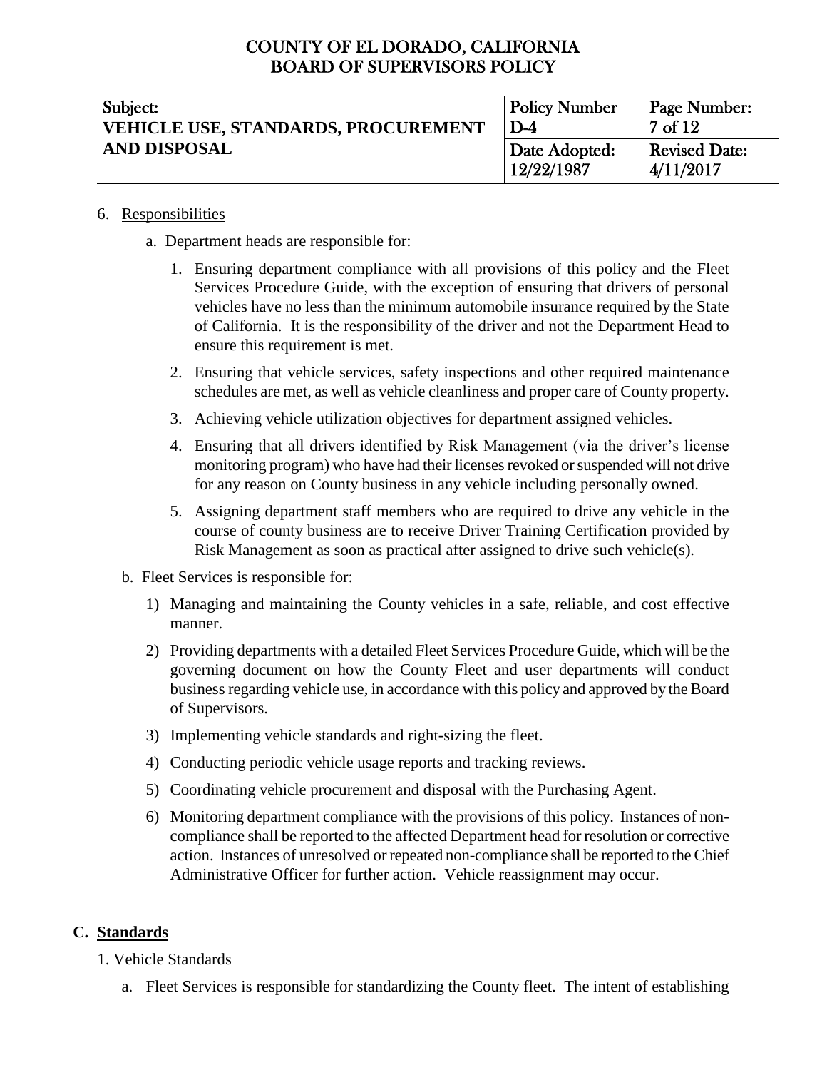6. Responsibilities

   a. Department heads are responsible for:

      1. Ensuring department compliance with all provisions of this policy and the Fleet Services Procedure Guide, with the exception of ensuring that drivers of personal vehicles have no less than the minimum automobile insurance required by the State of California. It is the responsibility of the driver and not the Department Head to ensure this requirement is met.
      2. Ensuring that vehicle services, safety inspections and other required maintenance schedules are met, as well as vehicle cleanliness and proper care of County property.
      3. Achieving vehicle utilization objectives for department assigned vehicles.
      4. Ensuring that all drivers identified by Risk Management (via the driver's license monitoring program) who have had their licenses revoked or suspended will not drive for any reason on County business in any vehicle including personally owned.
      5. Assigning department staff members who are required to drive any vehicle in the course of county business are to receive Driver Training Certification provided by Risk Management as soon as practical after assigned to drive such vehicle(s).

   b. Fleet Services is responsible for:

      1) Managing and maintaining the County vehicles in a safe, reliable, and cost effective manner.
      2) Providing departments with a detailed Fleet Services Procedure Guide, which will be the governing document on how the County Fleet and user departments will conduct business regarding vehicle use, in accordance with this policy and approved by the Board of Supervisors.
      3) Implementing vehicle standards and right-sizing the fleet.
      4) Conducting periodic vehicle usage reports and tracking reviews.
      5) Coordinating vehicle procurement and disposal with the Purchasing Agent.
      6) Monitoring department compliance with the provisions of this policy. Instances of non-compliance shall be reported to the affected Department head for resolution or corrective action. Instances of unresolved or repeated non-compliance shall be reported to the Chief Administrative Officer for further action. Vehicle reassignment may occur.

## C. Standards

1. Vehicle Standards

   a. Fleet Services is responsible for standardizing the County fleet. The intent of establishing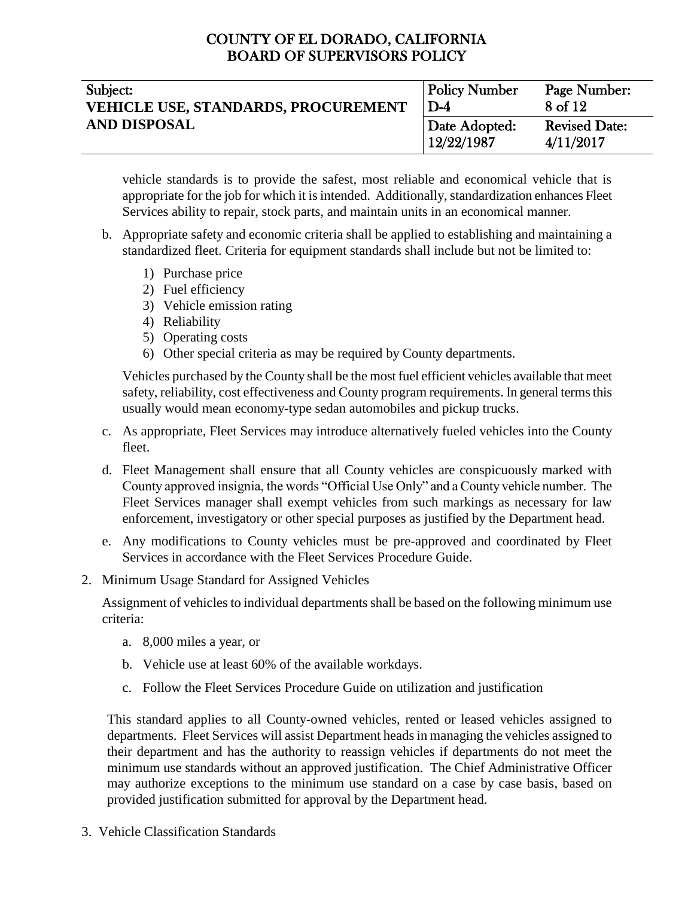vehicle standards is to provide the safest, most reliable and economical vehicle that is appropriate for the job for which it is intended. Additionally, standardization enhances Fleet Services ability to repair, stock parts, and maintain units in an economical manner.

b. Appropriate safety and economic criteria shall be applied to establishing and maintaining a standardized fleet. Criteria for equipment standards shall include but not be limited to:

   1) Purchase price
   2) Fuel efficiency
   3) Vehicle emission rating
   4) Reliability
   5) Operating costs
   6) Other special criteria as may be required by County departments.

   Vehicles purchased by the County shall be the most fuel efficient vehicles available that meet safety, reliability, cost effectiveness and County program requirements. In general terms this usually would mean economy-type sedan automobiles and pickup trucks.

c. As appropriate, Fleet Services may introduce alternatively fueled vehicles into the County fleet.

d. Fleet Management shall ensure that all County vehicles are conspicuously marked with County approved insignia, the words "Official Use Only" and a County vehicle number. The Fleet Services manager shall exempt vehicles from such markings as necessary for law enforcement, investigatory or other special purposes as justified by the Department head.

e. Any modifications to County vehicles must be pre-approved and coordinated by Fleet Services in accordance with the Fleet Services Procedure Guide.

2. Minimum Usage Standard for Assigned Vehicles

   Assignment of vehicles to individual departments shall be based on the following minimum use criteria:

   a. 8,000 miles a year, or
   b. Vehicle use at least 60% of the available workdays.
   c. Follow the Fleet Services Procedure Guide on utilization and justification

   This standard applies to all County-owned vehicles, rented or leased vehicles assigned to departments. Fleet Services will assist Department heads in managing the vehicles assigned to their department and has the authority to reassign vehicles if departments do not meet the minimum use standards without an approved justification. The Chief Administrative Officer may authorize exceptions to the minimum use standard on a case by case basis, based on provided justification submitted for approval by the Department head.

3. Vehicle Classification Standards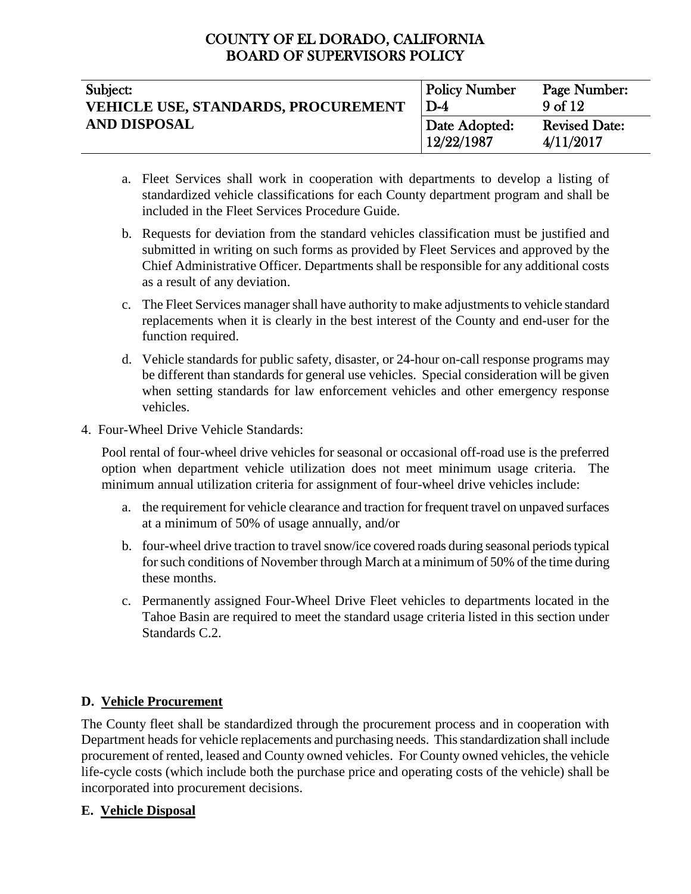a. Fleet Services shall work in cooperation with departments to develop a listing of standardized vehicle classifications for each County department program and shall be included in the Fleet Services Procedure Guide.

b. Requests for deviation from the standard vehicles classification must be justified and submitted in writing on such forms as provided by Fleet Services and approved by the Chief Administrative Officer. Departments shall be responsible for any additional costs as a result of any deviation.

c. The Fleet Services manager shall have authority to make adjustments to vehicle standard replacements when it is clearly in the best interest of the County and end-user for the function required.

d. Vehicle standards for public safety, disaster, or 24-hour on-call response programs may be different than standards for general use vehicles. Special consideration will be given when setting standards for law enforcement vehicles and other emergency response vehicles.

4. Four-Wheel Drive Vehicle Standards:

Pool rental of four-wheel drive vehicles for seasonal or occasional off-road use is the preferred option when department vehicle utilization does not meet minimum usage criteria. The minimum annual utilization criteria for assignment of four-wheel drive vehicles include:

a. the requirement for vehicle clearance and traction for frequent travel on unpaved surfaces at a minimum of 50% of usage annually, and/or

b. four-wheel drive traction to travel snow/ice covered roads during seasonal periods typical for such conditions of November through March at a minimum of 50% of the time during these months.

c. Permanently assigned Four-Wheel Drive Fleet vehicles to departments located in the Tahoe Basin are required to meet the standard usage criteria listed in this section under Standards C.2.

## D. Vehicle Procurement

The County fleet shall be standardized through the procurement process and in cooperation with Department heads for vehicle replacements and purchasing needs. This standardization shall include procurement of rented, leased and County owned vehicles. For County owned vehicles, the vehicle life-cycle costs (which include both the purchase price and operating costs of the vehicle) shall be incorporated into procurement decisions.

## E. Vehicle Disposal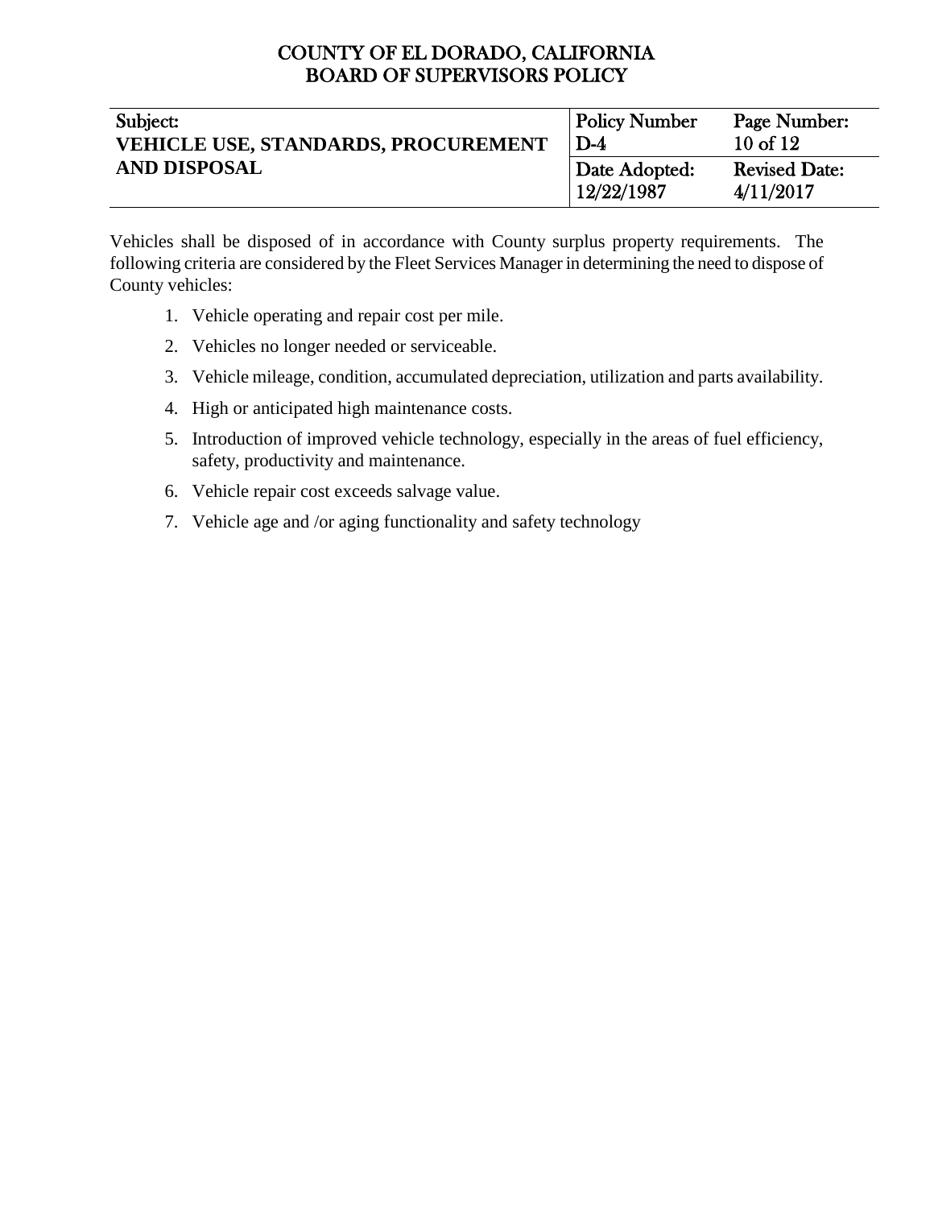Vehicles shall be disposed of in accordance with County surplus property requirements. The following criteria are considered by the Fleet Services Manager in determining the need to dispose of County vehicles:

1. Vehicle operating and repair cost per mile.
2. Vehicles no longer needed or serviceable.
3. Vehicle mileage, condition, accumulated depreciation, utilization and parts availability.
4. High or anticipated high maintenance costs.
5. Introduction of improved vehicle technology, especially in the areas of fuel efficiency, safety, productivity and maintenance.
6. Vehicle repair cost exceeds salvage value.
7. Vehicle age and /or aging functionality and safety technology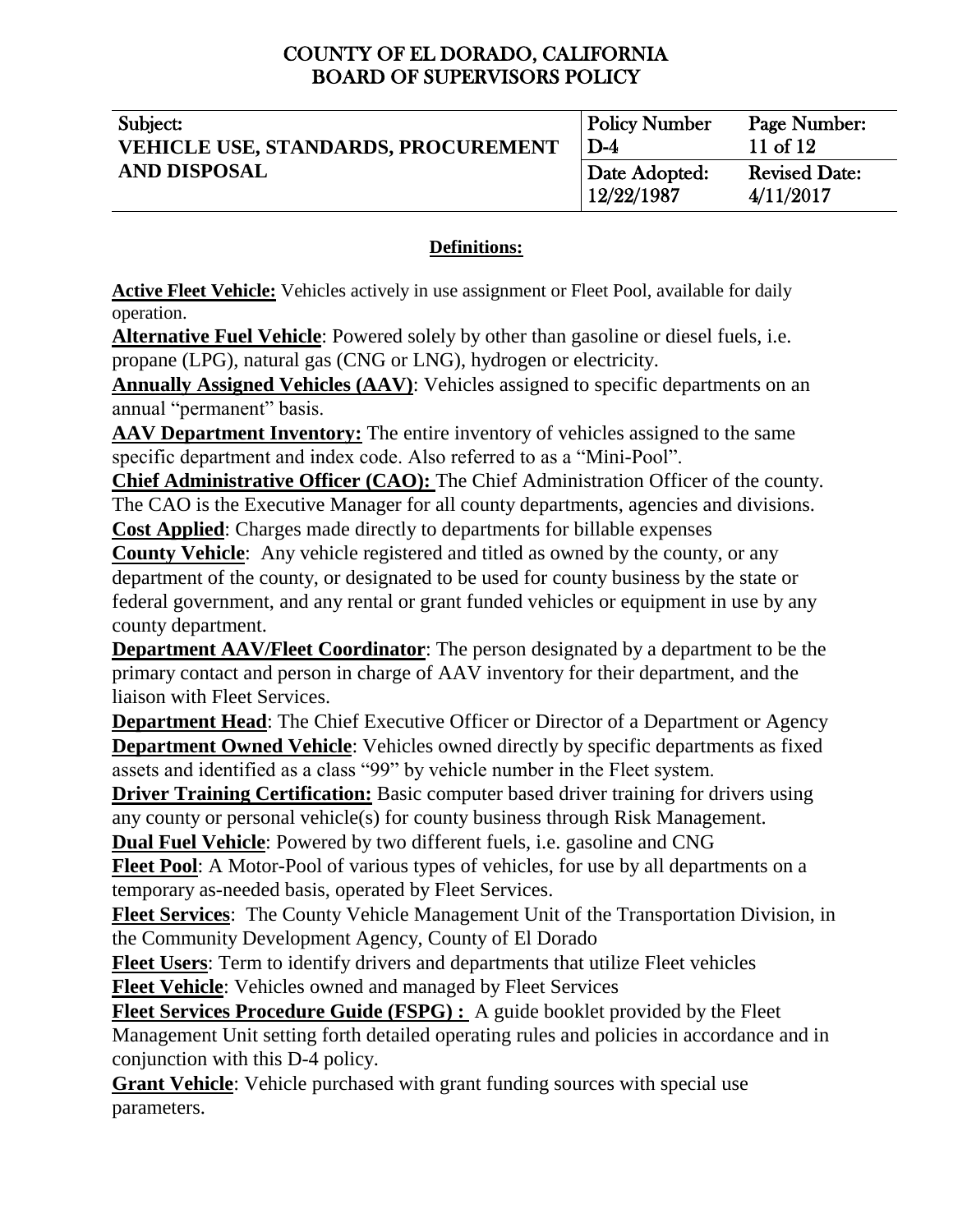**Definitions:**

**Active Fleet Vehicle:** Vehicles actively in use assignment or Fleet Pool, available for daily operation.

**Alternative Fuel Vehicle**: Powered solely by other than gasoline or diesel fuels, i.e. propane (LPG), natural gas (CNG or LNG), hydrogen or electricity.

**Annually Assigned Vehicles (AAV)**: Vehicles assigned to specific departments on an annual "permanent" basis.

**AAV Department Inventory:** The entire inventory of vehicles assigned to the same specific department and index code. Also referred to as a "Mini-Pool".

**Chief Administrative Officer (CAO):** The Chief Administration Officer of the county. The CAO is the Executive Manager for all county departments, agencies and divisions.

**Cost Applied**: Charges made directly to departments for billable expenses

**County Vehicle**: Any vehicle registered and titled as owned by the county, or any department of the county, or designated to be used for county business by the state or federal government, and any rental or grant funded vehicles or equipment in use by any county department.

**Department AAV/Fleet Coordinator**: The person designated by a department to be the primary contact and person in charge of AAV inventory for their department, and the liaison with Fleet Services.

**Department Head**: The Chief Executive Officer or Director of a Department or Agency

**Department Owned Vehicle**: Vehicles owned directly by specific departments as fixed assets and identified as a class "99" by vehicle number in the Fleet system.

**Driver Training Certification:** Basic computer based driver training for drivers using any county or personal vehicle(s) for county business through Risk Management.

**Dual Fuel Vehicle**: Powered by two different fuels, i.e. gasoline and CNG

**Fleet Pool**: A Motor-Pool of various types of vehicles, for use by all departments on a temporary as-needed basis, operated by Fleet Services.

**Fleet Services**: The County Vehicle Management Unit of the Transportation Division, in the Community Development Agency, County of El Dorado

**Fleet Users**: Term to identify drivers and departments that utilize Fleet vehicles

**Fleet Vehicle**: Vehicles owned and managed by Fleet Services

**Fleet Services Procedure Guide (FSPG) :** A guide booklet provided by the Fleet Management Unit setting forth detailed operating rules and policies in accordance and in conjunction with this D-4 policy.

**Grant Vehicle**: Vehicle purchased with grant funding sources with special use parameters.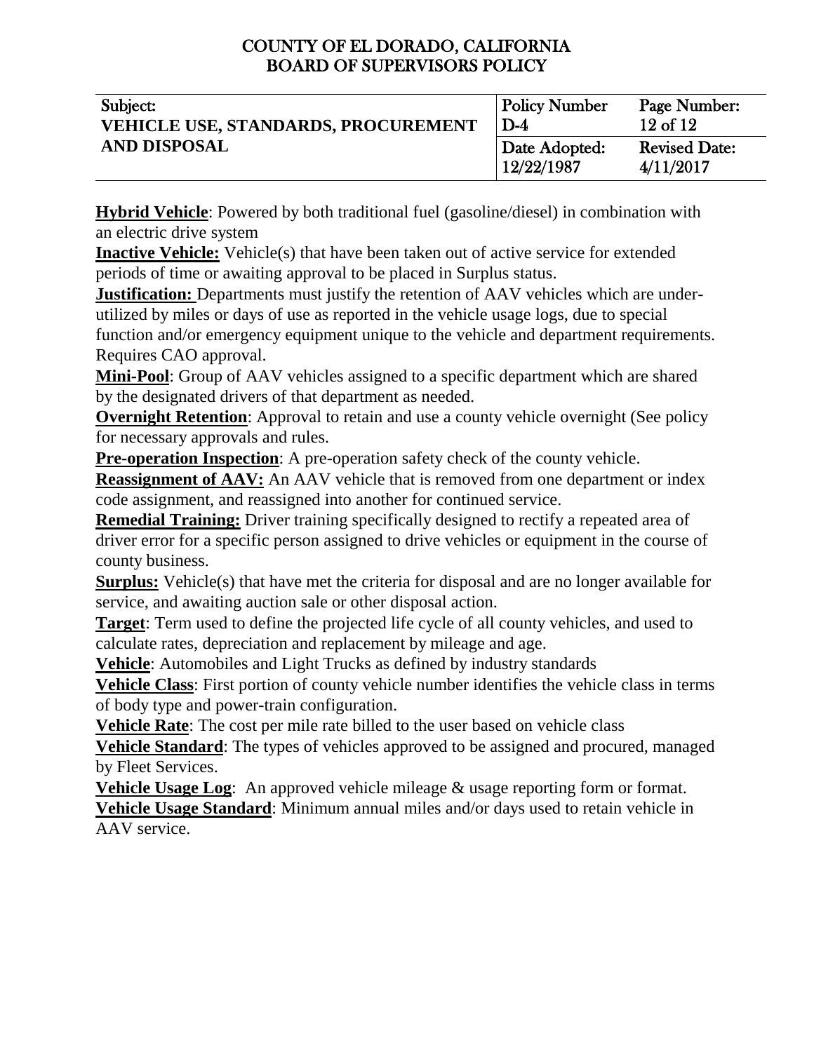**Hybrid Vehicle**: Powered by both traditional fuel (gasoline/diesel) in combination with an electric drive system

**Inactive Vehicle:** Vehicle(s) that have been taken out of active service for extended periods of time or awaiting approval to be placed in Surplus status.

**Justification:** Departments must justify the retention of AAV vehicles which are under-utilized by miles or days of use as reported in the vehicle usage logs, due to special function and/or emergency equipment unique to the vehicle and department requirements. Requires CAO approval.

**Mini-Pool**: Group of AAV vehicles assigned to a specific department which are shared by the designated drivers of that department as needed.

**Overnight Retention**: Approval to retain and use a county vehicle overnight (See policy for necessary approvals and rules.

**Pre-operation Inspection**: A pre-operation safety check of the county vehicle.

**Reassignment of AAV:** An AAV vehicle that is removed from one department or index code assignment, and reassigned into another for continued service.

**Remedial Training:** Driver training specifically designed to rectify a repeated area of driver error for a specific person assigned to drive vehicles or equipment in the course of county business.

**Surplus:** Vehicle(s) that have met the criteria for disposal and are no longer available for service, and awaiting auction sale or other disposal action.

**Target**: Term used to define the projected life cycle of all county vehicles, and used to calculate rates, depreciation and replacement by mileage and age.

**Vehicle**: Automobiles and Light Trucks as defined by industry standards

**Vehicle Class**: First portion of county vehicle number identifies the vehicle class in terms of body type and power-train configuration.

**Vehicle Rate**: The cost per mile rate billed to the user based on vehicle class

**Vehicle Standard**: The types of vehicles approved to be assigned and procured, managed by Fleet Services.

**Vehicle Usage Log**: An approved vehicle mileage & usage reporting form or format.

**Vehicle Usage Standard**: Minimum annual miles and/or days used to retain vehicle in AAV service.